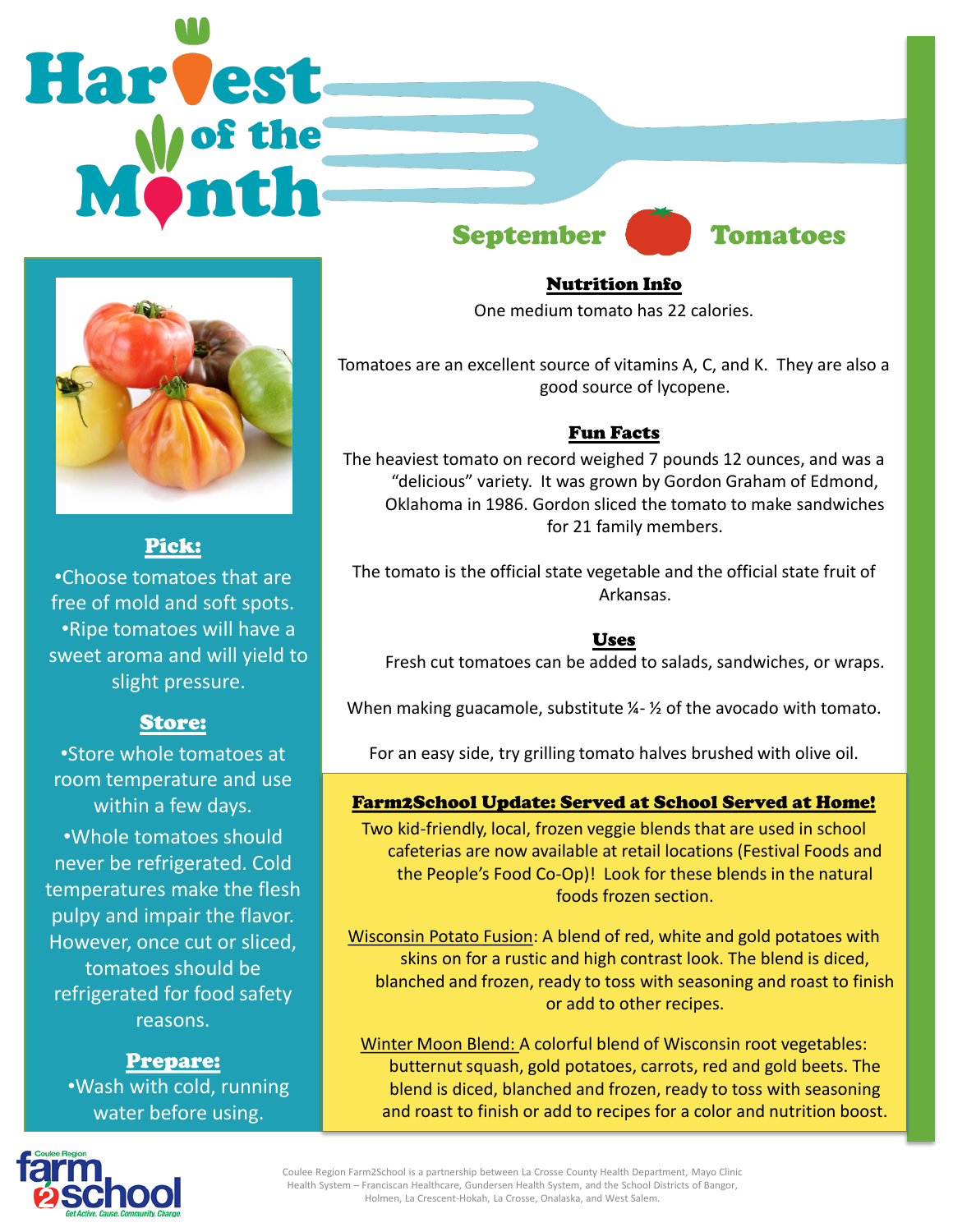# Harvest of the Month

## September Tomatoes

### Pick:

- Choose tomatoes that are free of mold and soft spots.
- Ripe tomatoes will have a sweet aroma and will yield to slight pressure.

### Store:

- Store whole tomatoes at room temperature and use within a few days.
- Whole tomatoes should never be refrigerated. Cold temperatures make the flesh pulpy and impair the flavor. However, once cut or sliced, tomatoes should be refrigerated for food safety reasons.

### Prepare:

- Wash with cold, running water before using.

### Nutrition Info

One medium tomato has 22 calories.

Tomatoes are an excellent source of vitamins A, C, and K. They are also a good source of lycopene.

### Fun Facts

The heaviest tomato on record weighed 7 pounds 12 ounces, and was a "delicious" variety. It was grown by Gordon Graham of Edmond, Oklahoma in 1986. Gordon sliced the tomato to make sandwiches for 21 family members.

The tomato is the official state vegetable and the official state fruit of Arkansas.

### Uses

Fresh cut tomatoes can be added to salads, sandwiches, or wraps.

When making guacamole, substitute ¼- ½ of the avocado with tomato.

For an easy side, try grilling tomato halves brushed with olive oil.

### Farm2School Update: Served at School Served at Home!

Two kid-friendly, local, frozen veggie blends that are used in school cafeterias are now available at retail locations (Festival Foods and the People's Food Co-Op)! Look for these blends in the natural foods frozen section.

Wisconsin Potato Fusion: A blend of red, white and gold potatoes with skins on for a rustic and high contrast look. The blend is diced, blanched and frozen, ready to toss with seasoning and roast to finish or add to other recipes.

Winter Moon Blend: A colorful blend of Wisconsin root vegetables: butternut squash, gold potatoes, carrots, red and gold beets. The blend is diced, blanched and frozen, ready to toss with seasoning and roast to finish or add to recipes for a color and nutrition boost.

Coulee Region farm2school — Get Active. Cause. Community. Change.

Coulee Region Farm2School is a partnership between La Crosse County Health Department, Mayo Clinic Health System – Franciscan Healthcare, Gundersen Health System, and the School Districts of Bangor, Holmen, La Crescent-Hokah, La Crosse, Onalaska, and West Salem.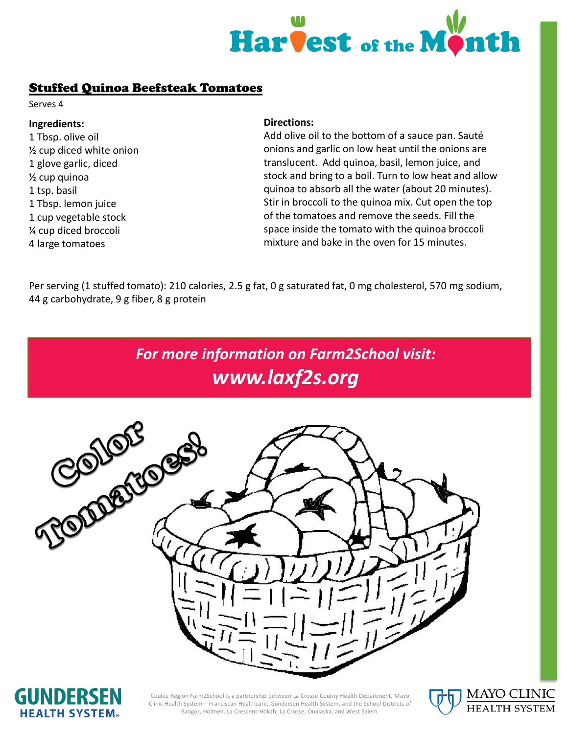# Harvest of the Month

## Stuffed Quinoa Beefsteak Tomatoes

Serves 4

**Ingredients:**

1 Tbsp. olive oil
½ cup diced white onion
1 glove garlic, diced
½ cup quinoa
1 tsp. basil
1 Tbsp. lemon juice
1 cup vegetable stock
¼ cup diced broccoli
4 large tomatoes

**Directions:**

Add olive oil to the bottom of a sauce pan. Sauté onions and garlic on low heat until the onions are translucent. Add quinoa, basil, lemon juice, and stock and bring to a boil. Turn to low heat and allow quinoa to absorb all the water (about 20 minutes). Stir in broccoli to the quinoa mix. Cut open the top of the tomatoes and remove the seeds. Fill the space inside the tomato with the quinoa broccoli mixture and bake in the oven for 15 minutes.

Per serving (1 stuffed tomato): 210 calories, 2.5 g fat, 0 g saturated fat, 0 mg cholesterol, 570 mg sodium, 44 g carbohydrate, 9 g fiber, 8 g protein

***For more information on Farm2School visit:***
***www.laxf2s.org***

Color Tomatoes!

GUNDERSEN HEALTH SYSTEM®

Coulee Region Farm2School is a partnership between La Crosse County Health Department, Mayo Clinic Health System – Franciscan Healthcare, Gundersen Health System, and the School Districts of Bangor, Holmen, La Crescent-Hokah, La Crosse, Onalaska, and West Salem.

MAYO CLINIC HEALTH SYSTEM